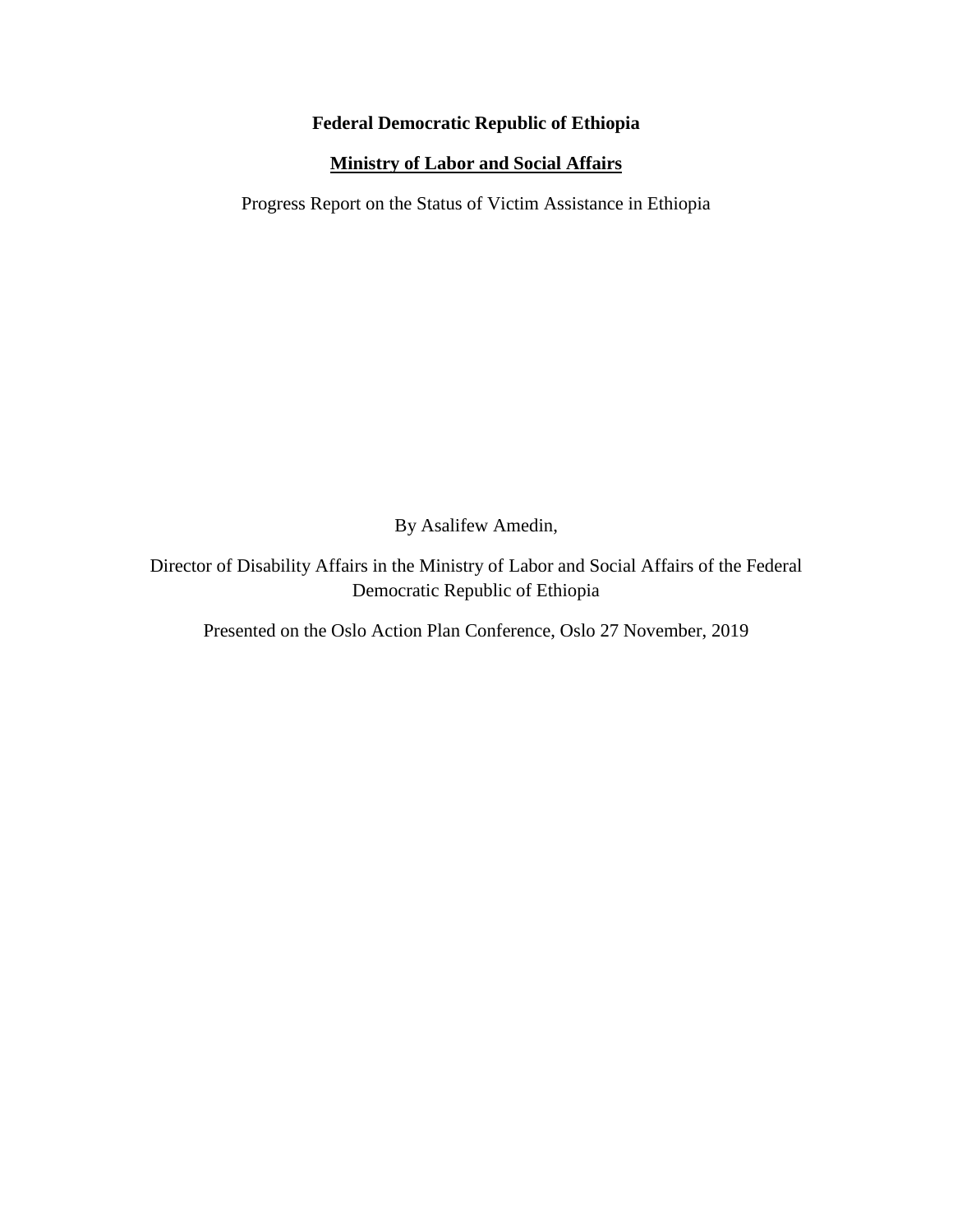**Federal Democratic Republic of Ethiopia**

**Ministry of Labor and Social Affairs**

Progress Report on the Status of Victim Assistance in Ethiopia

By Asalifew Amedin,

Director of Disability Affairs in the Ministry of Labor and Social Affairs of the Federal Democratic Republic of Ethiopia

Presented on the Oslo Action Plan Conference, Oslo 27 November, 2019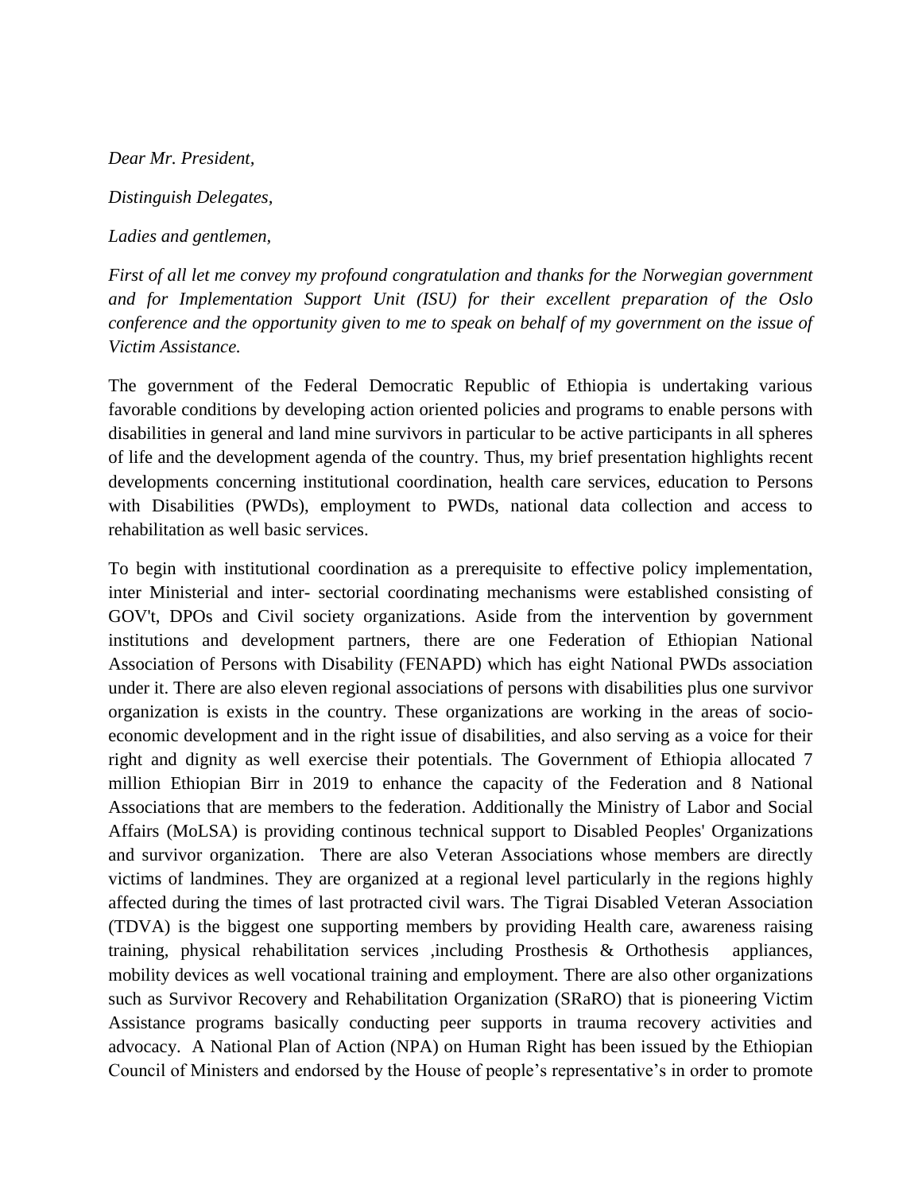*Dear Mr. President,*

*Distinguish Delegates,*

*Ladies and gentlemen,*

*First of all let me convey my profound congratulation and thanks for the Norwegian government and for Implementation Support Unit (ISU) for their excellent preparation of the Oslo conference and the opportunity given to me to speak on behalf of my government on the issue of Victim Assistance.*

The government of the Federal Democratic Republic of Ethiopia is undertaking various favorable conditions by developing action oriented policies and programs to enable persons with disabilities in general and land mine survivors in particular to be active participants in all spheres of life and the development agenda of the country. Thus, my brief presentation highlights recent developments concerning institutional coordination, health care services, education to Persons with Disabilities (PWDs), employment to PWDs, national data collection and access to rehabilitation as well basic services.

To begin with institutional coordination as a prerequisite to effective policy implementation, inter Ministerial and inter- sectorial coordinating mechanisms were established consisting of GOV't, DPOs and Civil society organizations. Aside from the intervention by government institutions and development partners, there are one Federation of Ethiopian National Association of Persons with Disability (FENAPD) which has eight National PWDs association under it. There are also eleven regional associations of persons with disabilities plus one survivor organization is exists in the country. These organizations are working in the areas of socio-economic development and in the right issue of disabilities, and also serving as a voice for their right and dignity as well exercise their potentials. The Government of Ethiopia allocated 7 million Ethiopian Birr in 2019 to enhance the capacity of the Federation and 8 National Associations that are members to the federation. Additionally the Ministry of Labor and Social Affairs (MoLSA) is providing continous technical support to Disabled Peoples' Organizations and survivor organization. There are also Veteran Associations whose members are directly victims of landmines. They are organized at a regional level particularly in the regions highly affected during the times of last protracted civil wars. The Tigrai Disabled Veteran Association (TDVA) is the biggest one supporting members by providing Health care, awareness raising training, physical rehabilitation services ,including Prosthesis & Orthothesis appliances, mobility devices as well vocational training and employment. There are also other organizations such as Survivor Recovery and Rehabilitation Organization (SRaRO) that is pioneering Victim Assistance programs basically conducting peer supports in trauma recovery activities and advocacy. A National Plan of Action (NPA) on Human Right has been issued by the Ethiopian Council of Ministers and endorsed by the House of people's representative's in order to promote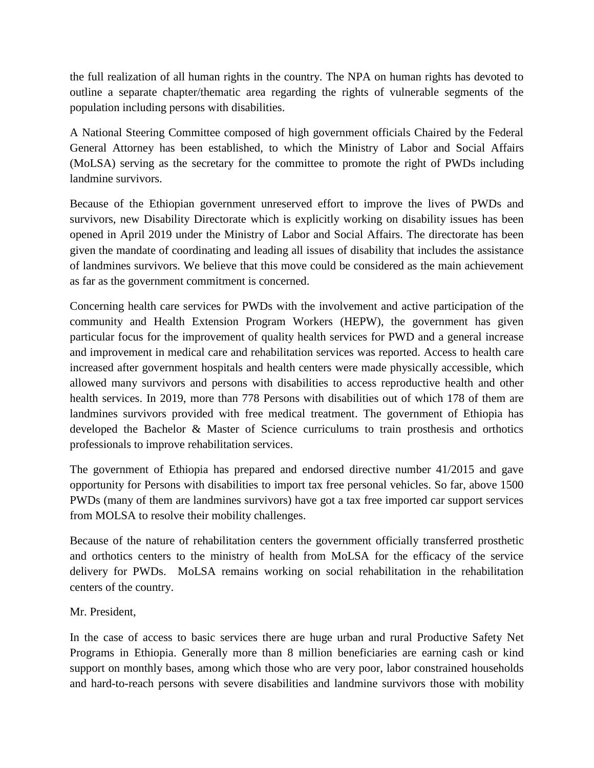the full realization of all human rights in the country. The NPA on human rights has devoted to outline a separate chapter/thematic area regarding the rights of vulnerable segments of the population including persons with disabilities.

A National Steering Committee composed of high government officials Chaired by the Federal General Attorney has been established, to which the Ministry of Labor and Social Affairs (MoLSA) serving as the secretary for the committee to promote the right of PWDs including landmine survivors.

Because of the Ethiopian government unreserved effort to improve the lives of PWDs and survivors, new Disability Directorate which is explicitly working on disability issues has been opened in April 2019 under the Ministry of Labor and Social Affairs. The directorate has been given the mandate of coordinating and leading all issues of disability that includes the assistance of landmines survivors. We believe that this move could be considered as the main achievement as far as the government commitment is concerned.

Concerning health care services for PWDs with the involvement and active participation of the community and Health Extension Program Workers (HEPW), the government has given particular focus for the improvement of quality health services for PWD and a general increase and improvement in medical care and rehabilitation services was reported. Access to health care increased after government hospitals and health centers were made physically accessible, which allowed many survivors and persons with disabilities to access reproductive health and other health services. In 2019, more than 778 Persons with disabilities out of which 178 of them are landmines survivors provided with free medical treatment. The government of Ethiopia has developed the Bachelor & Master of Science curriculums to train prosthesis and orthotics professionals to improve rehabilitation services.

The government of Ethiopia has prepared and endorsed directive number 41/2015 and gave opportunity for Persons with disabilities to import tax free personal vehicles. So far, above 1500 PWDs (many of them are landmines survivors) have got a tax free imported car support services from MOLSA to resolve their mobility challenges.

Because of the nature of rehabilitation centers the government officially transferred prosthetic and orthotics centers to the ministry of health from MoLSA for the efficacy of the service delivery for PWDs. MoLSA remains working on social rehabilitation in the rehabilitation centers of the country.

Mr. President,

In the case of access to basic services there are huge urban and rural Productive Safety Net Programs in Ethiopia. Generally more than 8 million beneficiaries are earning cash or kind support on monthly bases, among which those who are very poor, labor constrained households and hard-to-reach persons with severe disabilities and landmine survivors those with mobility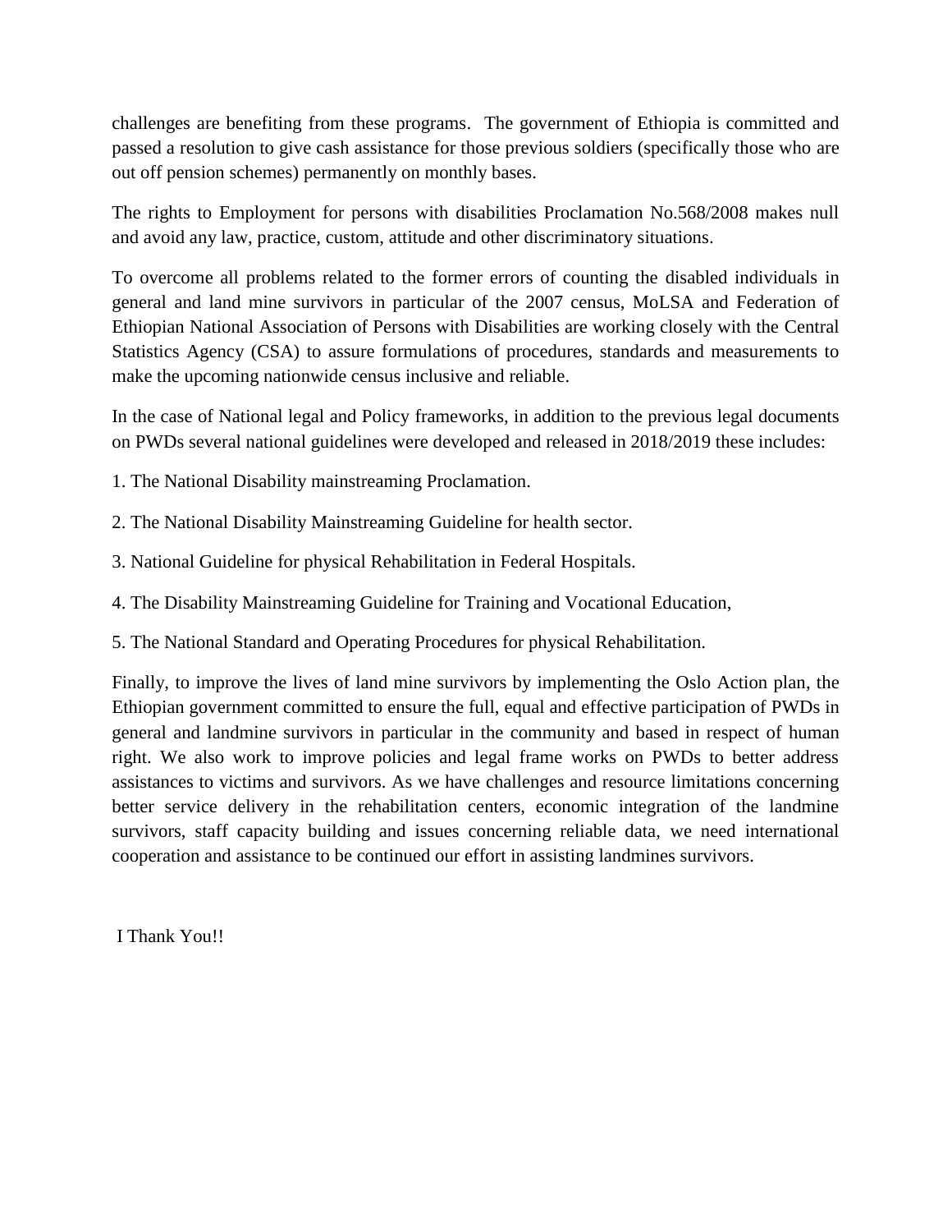challenges are benefiting from these programs. The government of Ethiopia is committed and passed a resolution to give cash assistance for those previous soldiers (specifically those who are out off pension schemes) permanently on monthly bases.

The rights to Employment for persons with disabilities Proclamation No.568/2008 makes null and avoid any law, practice, custom, attitude and other discriminatory situations.

To overcome all problems related to the former errors of counting the disabled individuals in general and land mine survivors in particular of the 2007 census, MoLSA and Federation of Ethiopian National Association of Persons with Disabilities are working closely with the Central Statistics Agency (CSA) to assure formulations of procedures, standards and measurements to make the upcoming nationwide census inclusive and reliable.

In the case of National legal and Policy frameworks, in addition to the previous legal documents on PWDs several national guidelines were developed and released in 2018/2019 these includes:

1. The National Disability mainstreaming Proclamation.

2. The National Disability Mainstreaming Guideline for health sector.

3. National Guideline for physical Rehabilitation in Federal Hospitals.

4. The Disability Mainstreaming Guideline for Training and Vocational Education,

5. The National Standard and Operating Procedures for physical Rehabilitation.

Finally, to improve the lives of land mine survivors by implementing the Oslo Action plan, the Ethiopian government committed to ensure the full, equal and effective participation of PWDs in general and landmine survivors in particular in the community and based in respect of human right. We also work to improve policies and legal frame works on PWDs to better address assistances to victims and survivors. As we have challenges and resource limitations concerning better service delivery in the rehabilitation centers, economic integration of the landmine survivors, staff capacity building and issues concerning reliable data, we need international cooperation and assistance to be continued our effort in assisting landmines survivors.

I Thank You!!